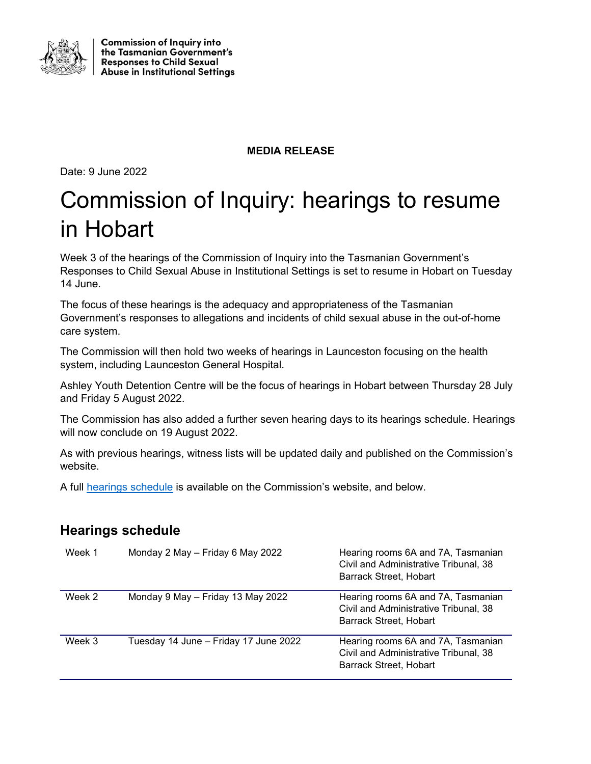Commission of Inquiry into the Tasmanian Government's Responses to Child Sexual Abuse in Institutional Settings

**MEDIA RELEASE**

Date: 9 June 2022

# Commission of Inquiry: hearings to resume in Hobart

Week 3 of the hearings of the Commission of Inquiry into the Tasmanian Government's Responses to Child Sexual Abuse in Institutional Settings is set to resume in Hobart on Tuesday 14 June.

The focus of these hearings is the adequacy and appropriateness of the Tasmanian Government's responses to allegations and incidents of child sexual abuse in the out-of-home care system.

The Commission will then hold two weeks of hearings in Launceston focusing on the health system, including Launceston General Hospital.

Ashley Youth Detention Centre will be the focus of hearings in Hobart between Thursday 28 July and Friday 5 August 2022.

The Commission has also added a further seven hearing days to its hearings schedule. Hearings will now conclude on 19 August 2022.

As with previous hearings, witness lists will be updated daily and published on the Commission's website.

A full hearings schedule is available on the Commission's website, and below.

## Hearings schedule

| Week | Dates | Location |
|---|---|---|
| Week 1 | Monday 2 May – Friday 6 May 2022 | Hearing rooms 6A and 7A, Tasmanian Civil and Administrative Tribunal, 38 Barrack Street, Hobart |
| Week 2 | Monday 9 May – Friday 13 May 2022 | Hearing rooms 6A and 7A, Tasmanian Civil and Administrative Tribunal, 38 Barrack Street, Hobart |
| Week 3 | Tuesday 14 June – Friday 17 June 2022 | Hearing rooms 6A and 7A, Tasmanian Civil and Administrative Tribunal, 38 Barrack Street, Hobart |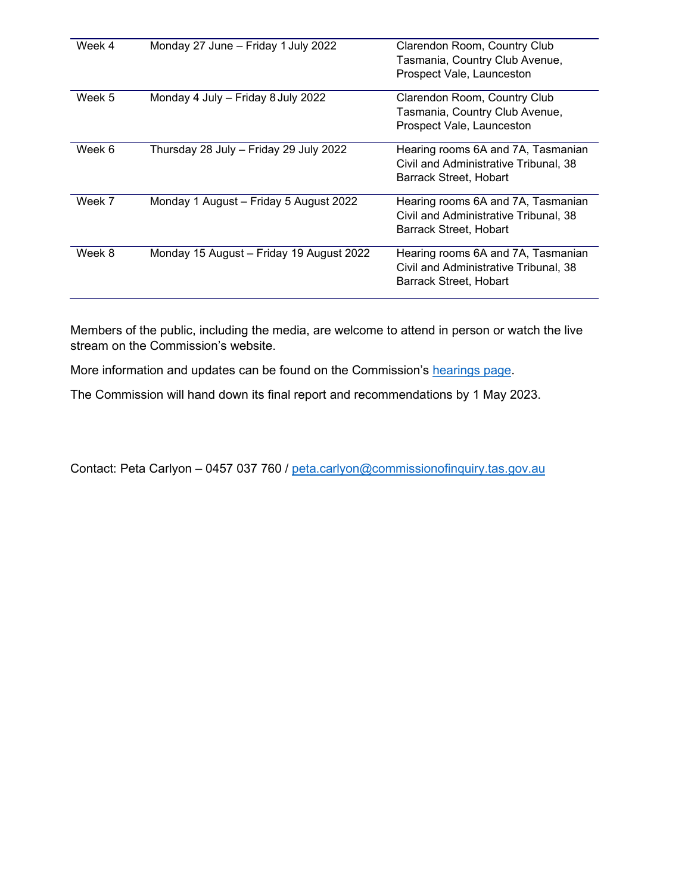| | | |
|---|---|---|
| Week 4 | Monday 27 June – Friday 1 July 2022 | Clarendon Room, Country Club Tasmania, Country Club Avenue, Prospect Vale, Launceston |
| Week 5 | Monday 4 July – Friday 8 July 2022 | Clarendon Room, Country Club Tasmania, Country Club Avenue, Prospect Vale, Launceston |
| Week 6 | Thursday 28 July – Friday 29 July 2022 | Hearing rooms 6A and 7A, Tasmanian Civil and Administrative Tribunal, 38 Barrack Street, Hobart |
| Week 7 | Monday 1 August – Friday 5 August 2022 | Hearing rooms 6A and 7A, Tasmanian Civil and Administrative Tribunal, 38 Barrack Street, Hobart |
| Week 8 | Monday 15 August – Friday 19 August 2022 | Hearing rooms 6A and 7A, Tasmanian Civil and Administrative Tribunal, 38 Barrack Street, Hobart |

Members of the public, including the media, are welcome to attend in person or watch the live stream on the Commission's website.

More information and updates can be found on the Commission's hearings page.

The Commission will hand down its final report and recommendations by 1 May 2023.

Contact: Peta Carlyon – 0457 037 760 / peta.carlyon@commissionofinquiry.tas.gov.au